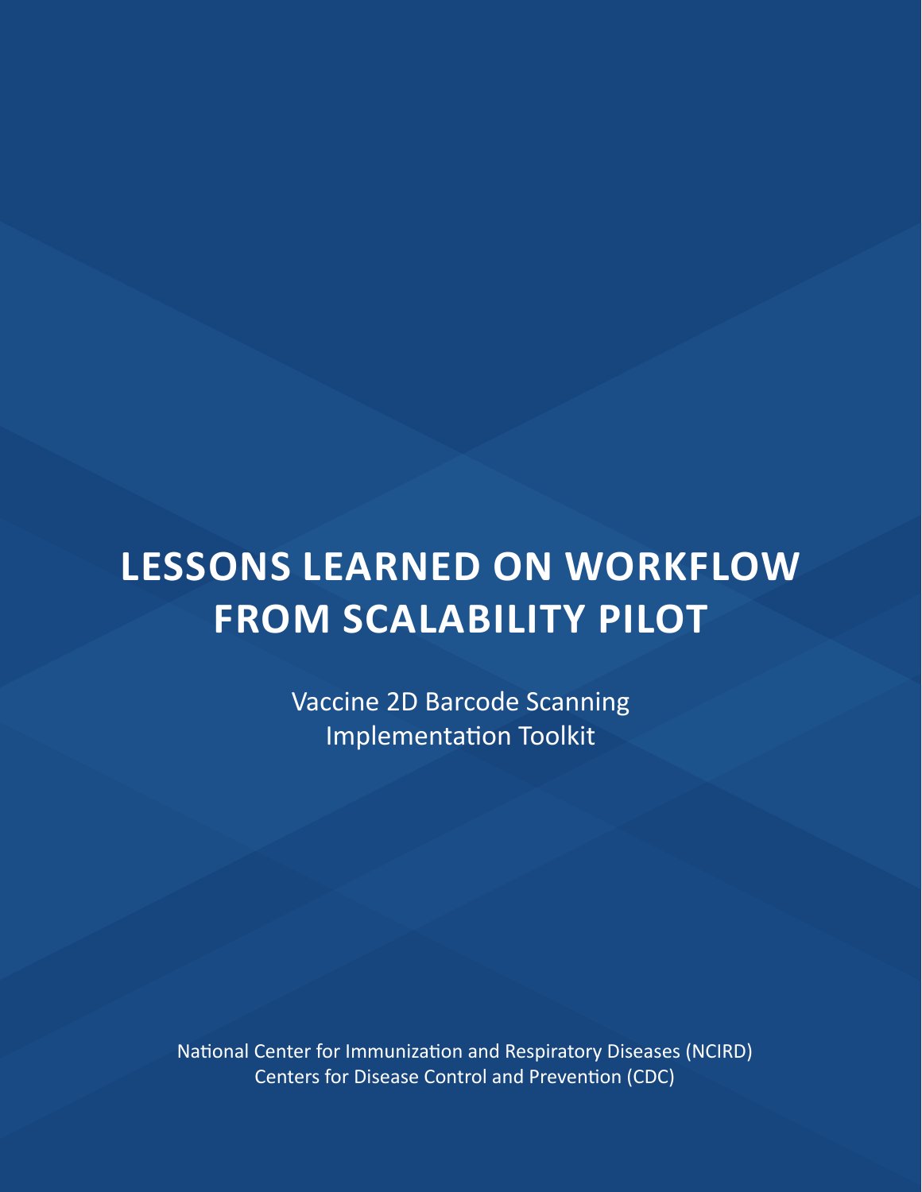# LESSONS LEARNED ON WORKFLOW FROM SCALABILITY PILOT

Vaccine 2D Barcode Scanning Implementation Toolkit

National Center for Immunization and Respiratory Diseases (NCIRD)
Centers for Disease Control and Prevention (CDC)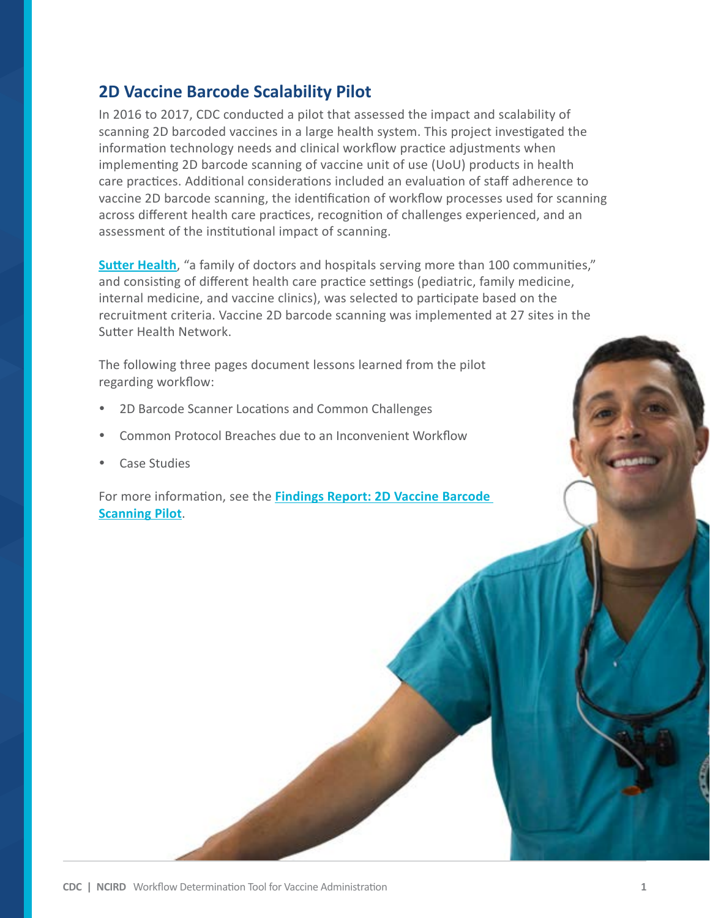## 2D Vaccine Barcode Scalability Pilot

In 2016 to 2017, CDC conducted a pilot that assessed the impact and scalability of scanning 2D barcoded vaccines in a large health system. This project investigated the information technology needs and clinical workflow practice adjustments when implementing 2D barcode scanning of vaccine unit of use (UoU) products in health care practices. Additional considerations included an evaluation of staff adherence to vaccine 2D barcode scanning, the identification of workflow processes used for scanning across different health care practices, recognition of challenges experienced, and an assessment of the institutional impact of scanning.

**Sutter Health**, "a family of doctors and hospitals serving more than 100 communities," and consisting of different health care practice settings (pediatric, family medicine, internal medicine, and vaccine clinics), was selected to participate based on the recruitment criteria. Vaccine 2D barcode scanning was implemented at 27 sites in the Sutter Health Network.

The following three pages document lessons learned from the pilot regarding workflow:

- 2D Barcode Scanner Locations and Common Challenges
- Common Protocol Breaches due to an Inconvenient Workflow
- Case Studies

For more information, see the **Findings Report: 2D Vaccine Barcode Scanning Pilot**.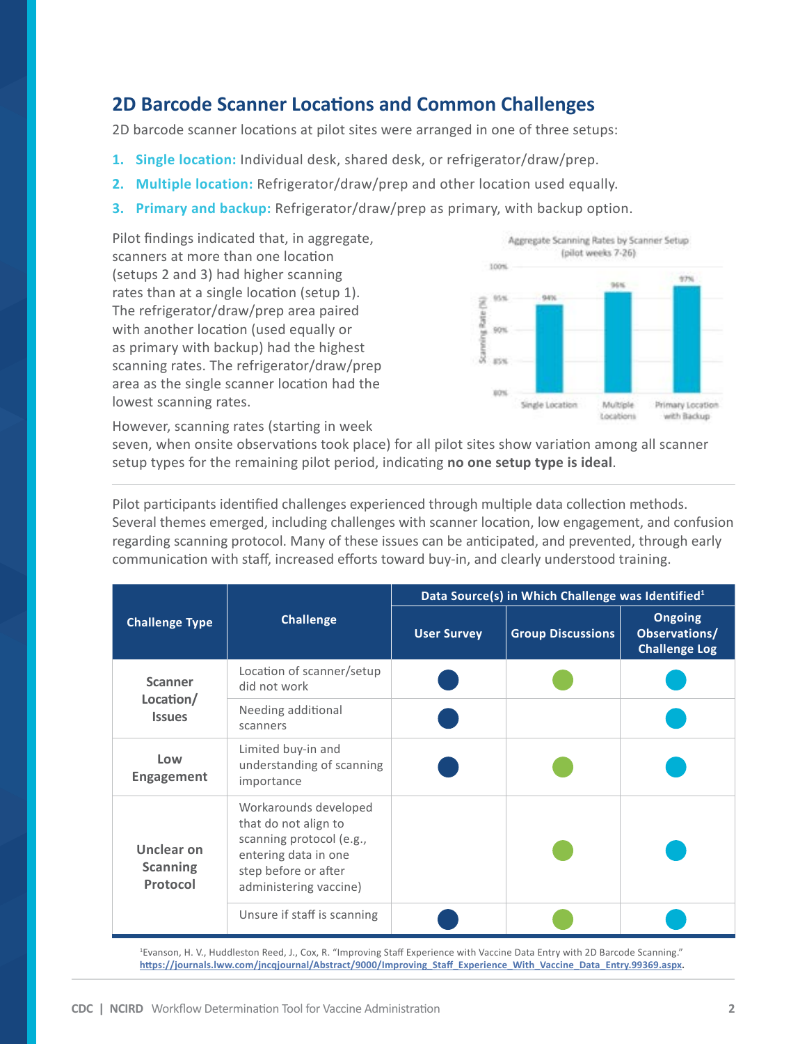## 2D Barcode Scanner Locations and Common Challenges

2D barcode scanner locations at pilot sites were arranged in one of three setups:

1. **Single location:** Individual desk, shared desk, or refrigerator/draw/prep.
2. **Multiple location:** Refrigerator/draw/prep and other location used equally.
3. **Primary and backup:** Refrigerator/draw/prep as primary, with backup option.

Pilot findings indicated that, in aggregate, scanners at more than one location (setups 2 and 3) had higher scanning rates than at a single location (setup 1). The refrigerator/draw/prep area paired with another location (used equally or as primary with backup) had the highest scanning rates. The refrigerator/draw/prep area as the single scanner location had the lowest scanning rates.

Aggregate Scanning Rates by Scanner Setup (pilot weeks 7-26)

| Scanner Setup | Scanning Rate (%) |
|---|---|
| Single Location | 94% |
| Multiple Locations | 96% |
| Primary Location with Backup | 97% |

However, scanning rates (starting in week seven, when onsite observations took place) for all pilot sites show variation among all scanner setup types for the remaining pilot period, indicating **no one setup type is ideal**.

---

Pilot participants identified challenges experienced through multiple data collection methods. Several themes emerged, including challenges with scanner location, low engagement, and confusion regarding scanning protocol. Many of these issues can be anticipated, and prevented, through early communication with staff, increased efforts toward buy-in, and clearly understood training.

| Challenge Type | Challenge | Data Source(s) in Which Challenge was Identified[1] | | |
|---|---|---|---|---|
| | | User Survey | Group Discussions | Ongoing Observations/ Challenge Log |
| Scanner Location/ Issues | Location of scanner/setup did not work | ● | ● | ● |
| | Needing additional scanners | ● | | ● |
| Low Engagement | Limited buy-in and understanding of scanning importance | ● | ● | ● |
| Unclear on Scanning Protocol | Workarounds developed that do not align to scanning protocol (e.g., entering data in one step before or after administering vaccine) | | ● | ● |
| | Unsure if staff is scanning | ● | ● | ● |

[1]Evanson, H. V., Huddleston Reed, J., Cox, R. "Improving Staff Experience with Vaccine Data Entry with 2D Barcode Scanning." https://journals.lww.com/jncqjournal/Abstract/9000/Improving_Staff_Experience_With_Vaccine_Data_Entry.99369.aspx.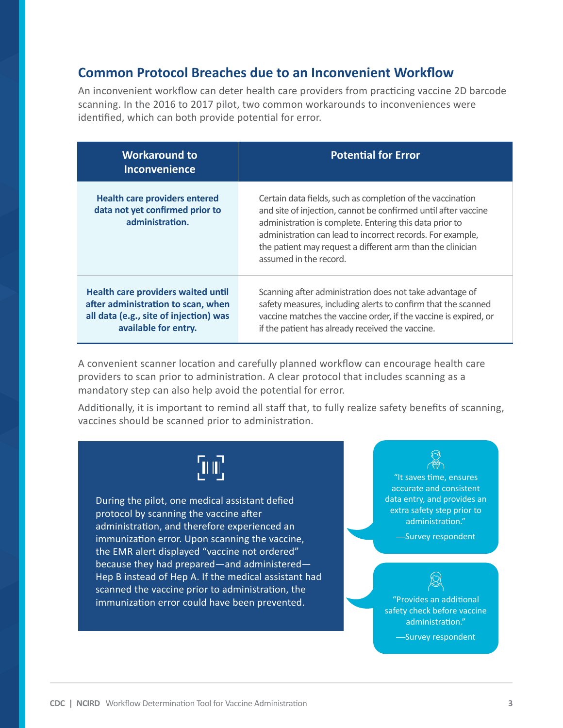## Common Protocol Breaches due to an Inconvenient Workflow

An inconvenient workflow can deter health care providers from practicing vaccine 2D barcode scanning. In the 2016 to 2017 pilot, two common workarounds to inconveniences were identified, which can both provide potential for error.

| Workaround to Inconvenience | Potential for Error |
| --- | --- |
| **Health care providers entered data not yet confirmed prior to administration.** | Certain data fields, such as completion of the vaccination and site of injection, cannot be confirmed until after vaccine administration is complete. Entering this data prior to administration can lead to incorrect records. For example, the patient may request a different arm than the clinician assumed in the record. |
| **Health care providers waited until after administration to scan, when all data (e.g., site of injection) was available for entry.** | Scanning after administration does not take advantage of safety measures, including alerts to confirm that the scanned vaccine matches the vaccine order, if the vaccine is expired, or if the patient has already received the vaccine. |

A convenient scanner location and carefully planned workflow can encourage health care providers to scan prior to administration. A clear protocol that includes scanning as a mandatory step can also help avoid the potential for error.

Additionally, it is important to remind all staff that, to fully realize safety benefits of scanning, vaccines should be scanned prior to administration.

During the pilot, one medical assistant defied protocol by scanning the vaccine after administration, and therefore experienced an immunization error. Upon scanning the vaccine, the EMR alert displayed "vaccine not ordered" because they had prepared—and administered—Hep B instead of Hep A. If the medical assistant had scanned the vaccine prior to administration, the immunization error could have been prevented.

"It saves time, ensures accurate and consistent data entry, and provides an extra safety step prior to administration."

—Survey respondent

"Provides an additional safety check before vaccine administration."

—Survey respondent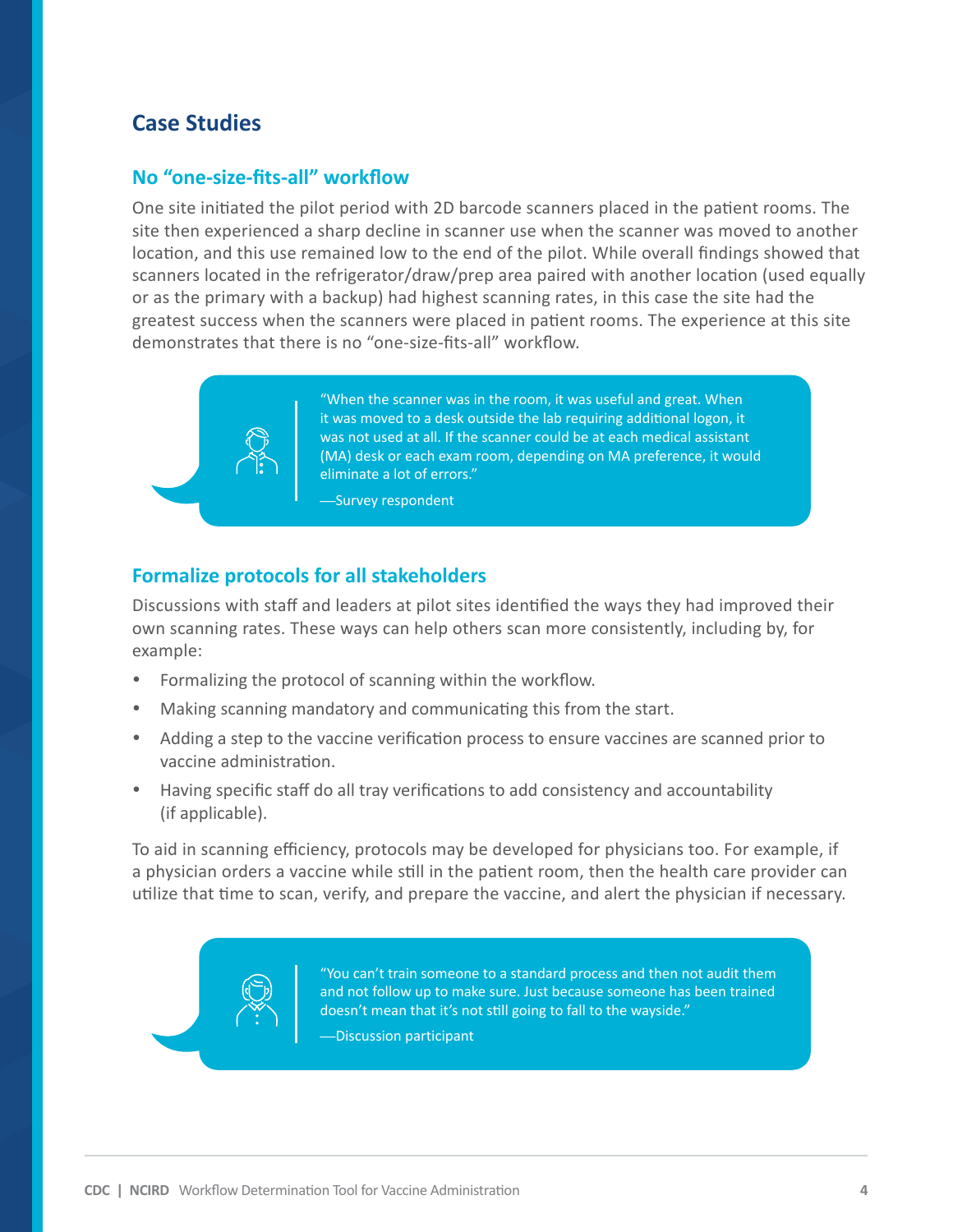## Case Studies

### No "one-size-fits-all" workflow

One site initiated the pilot period with 2D barcode scanners placed in the patient rooms. The site then experienced a sharp decline in scanner use when the scanner was moved to another location, and this use remained low to the end of the pilot. While overall findings showed that scanners located in the refrigerator/draw/prep area paired with another location (used equally or as the primary with a backup) had highest scanning rates, in this case the site had the greatest success when the scanners were placed in patient rooms. The experience at this site demonstrates that there is no "one-size-fits-all" workflow.

> "When the scanner was in the room, it was useful and great. When it was moved to a desk outside the lab requiring additional logon, it was not used at all. If the scanner could be at each medical assistant (MA) desk or each exam room, depending on MA preference, it would eliminate a lot of errors."
>
> —Survey respondent

### Formalize protocols for all stakeholders

Discussions with staff and leaders at pilot sites identified the ways they had improved their own scanning rates. These ways can help others scan more consistently, including by, for example:

- Formalizing the protocol of scanning within the workflow.
- Making scanning mandatory and communicating this from the start.
- Adding a step to the vaccine verification process to ensure vaccines are scanned prior to vaccine administration.
- Having specific staff do all tray verifications to add consistency and accountability (if applicable).

To aid in scanning efficiency, protocols may be developed for physicians too. For example, if a physician orders a vaccine while still in the patient room, then the health care provider can utilize that time to scan, verify, and prepare the vaccine, and alert the physician if necessary.

> "You can't train someone to a standard process and then not audit them and not follow up to make sure. Just because someone has been trained doesn't mean that it's not still going to fall to the wayside."
>
> —Discussion participant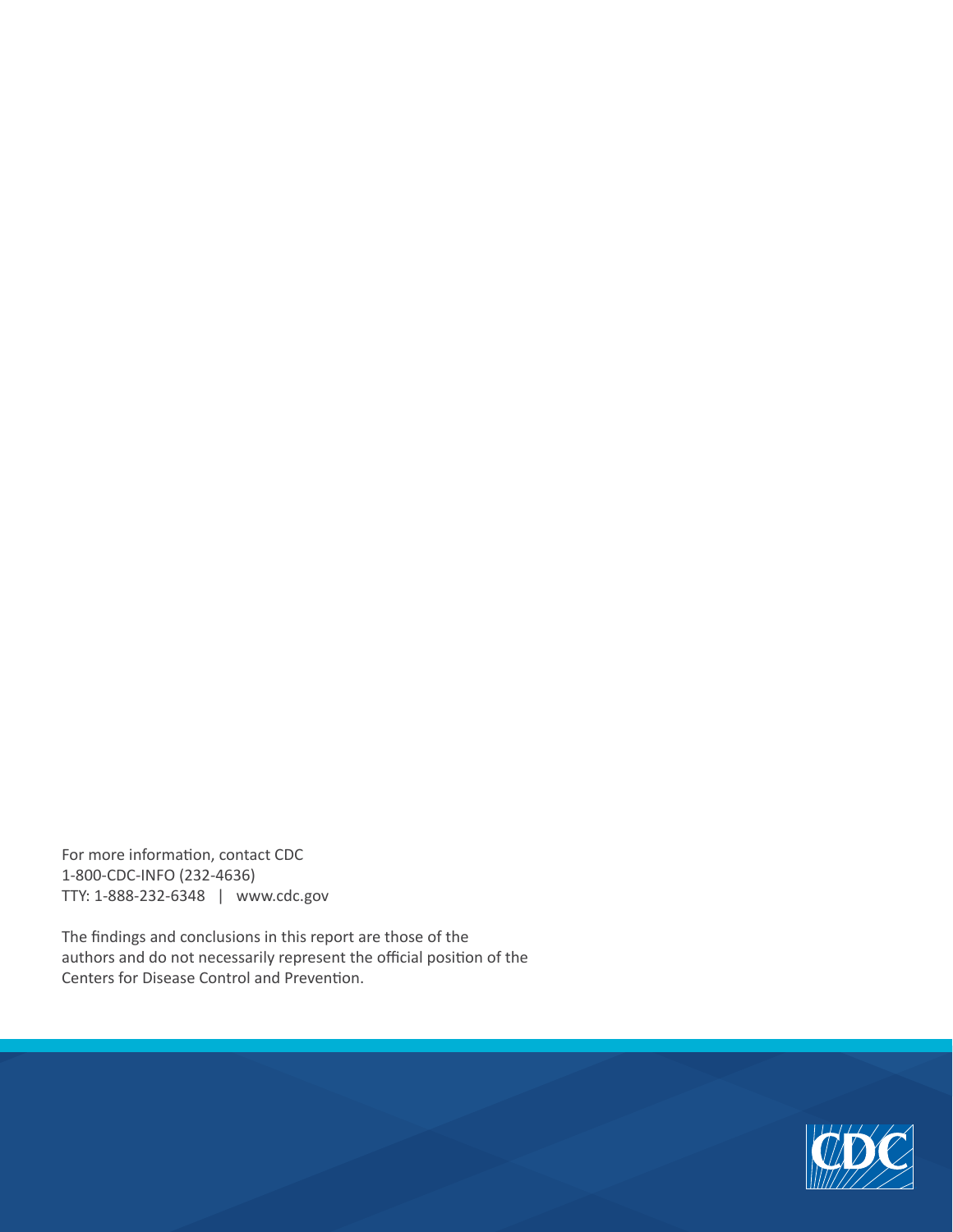For more information, contact CDC
1-800-CDC-INFO (232-4636)
TTY: 1-888-232-6348 | www.cdc.gov

The findings and conclusions in this report are those of the authors and do not necessarily represent the official position of the Centers for Disease Control and Prevention.